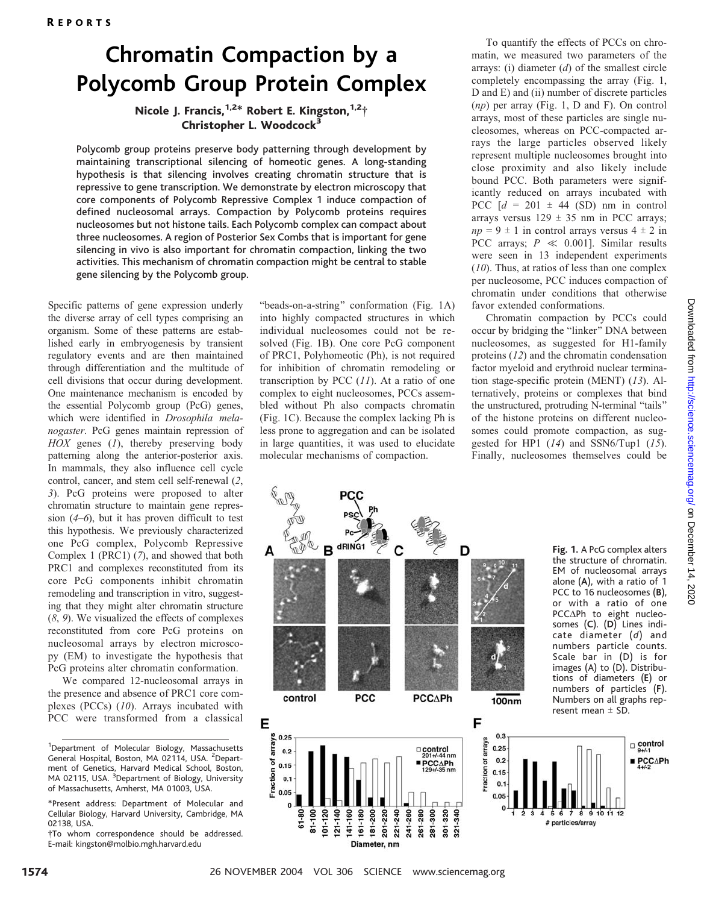# Chromatin Compaction by a Polycomb Group Protein Complex

Nicole J. Francis,[1,2*] Robert E. Kingston,[1,2†] Christopher L. Woodcock[3]

**Polycomb group proteins preserve body patterning through development by maintaining transcriptional silencing of homeotic genes. A long-standing hypothesis is that silencing involves creating chromatin structure that is repressive to gene transcription. We demonstrate by electron microscopy that core components of Polycomb Repressive Complex 1 induce compaction of defined nucleosomal arrays. Compaction by Polycomb proteins requires nucleosomes but not histone tails. Each Polycomb complex can compact about three nucleosomes. A region of Posterior Sex Combs that is important for gene silencing in vivo is also important for chromatin compaction, linking the two activities. This mechanism of chromatin compaction might be central to stable gene silencing by the Polycomb group.**

Specific patterns of gene expression underly the diverse array of cell types comprising an organism. Some of these patterns are established early in embryogenesis by transient regulatory events and are then maintained through differentiation and the multitude of cell divisions that occur during development. One maintenance mechanism is encoded by the essential Polycomb group (PcG) genes, which were identified in *Drosophila melanogaster*. PcG genes maintain repression of *HOX* genes (*1*), thereby preserving body patterning along the anterior-posterior axis. In mammals, they also influence cell cycle control, cancer, and stem cell self-renewal (*2*, *3*). PcG proteins were proposed to alter chromatin structure to maintain gene repression (*4*–*6*), but it has proven difficult to test this hypothesis. We previously characterized one PcG complex, Polycomb Repressive Complex 1 (PRC1) (*7*), and showed that both PRC1 and complexes reconstituted from its core PcG components inhibit chromatin remodeling and transcription in vitro, suggesting that they might alter chromatin structure (*8*, *9*). We visualized the effects of complexes reconstituted from core PcG proteins on nucleosomal arrays by electron microscopy (EM) to investigate the hypothesis that PcG proteins alter chromatin conformation.

We compared 12-nucleosomal arrays in the presence and absence of PRC1 core complexes (PCCs) (*10*). Arrays incubated with PCC were transformed from a classical "beads-on-a-string" conformation (Fig. 1A) into highly compacted structures in which individual nucleosomes could not be resolved (Fig. 1B). One core PcG component of PRC1, Polyhomeotic (Ph), is not required for inhibition of chromatin remodeling or transcription by PCC (*11*). At a ratio of one complex to eight nucleosomes, PCCs assembled without Ph also compacts chromatin (Fig. 1C). Because the complex lacking Ph is less prone to aggregation and can be isolated in large quantities, it was used to elucidate molecular mechanisms of compaction.

To quantify the effects of PCCs on chromatin, we measured two parameters of the arrays: (i) diameter ($d$) of the smallest circle completely encompassing the array (Fig. 1, D and E) and (ii) number of discrete particles ($np$) per array (Fig. 1, D and F). On control arrays, most of these particles are single nucleosomes, whereas on PCC-compacted arrays the large particles observed likely represent multiple nucleosomes brought into close proximity and also likely include bound PCC. Both parameters were significantly reduced on arrays incubated with PCC [$d = 201 \pm 44$ (SD) nm in control arrays versus $129 \pm 35$ nm in PCC arrays; $np = 9 \pm 1$ in control arrays versus $4 \pm 2$ in PCC arrays; $P \ll 0.001$]. Similar results were seen in 13 independent experiments (*10*). Thus, at ratios of less than one complex per nucleosome, PCC induces compaction of chromatin under conditions that otherwise favor extended conformations.

Chromatin compaction by PCCs could occur by bridging the "linker" DNA between nucleosomes, as suggested for H1-family proteins (*12*) and the chromatin condensation factor myeloid and erythroid nuclear termination stage-specific protein (MENT) (*13*). Alternatively, proteins or complexes that bind the unstructured, protruding N-terminal "tails" of the histone proteins on different nucleosomes could promote compaction, as suggested for HP1 (*14*) and SSN6/Tup1 (*15*). Finally, nucleosomes themselves could be

**Fig. 1.** A PcG complex alters the structure of chromatin. EM of nucleosomal arrays alone (**A**), with a ratio of 1 PCC to 16 nucleosomes (**B**), or with a ratio of one PCCΔPh to eight nucleosomes (**C**). (**D**) Lines indicate diameter ($d$) and numbers particle counts. Scale bar in (D) is for images (A) to (D). Distributions of diameters (**E**) or numbers of particles (**F**). Numbers on all graphs represent mean ± SD.

---

[1]Department of Molecular Biology, Massachusetts General Hospital, Boston, MA 02114, USA. [2]Department of Genetics, Harvard Medical School, Boston, MA 02115, USA. [3]Department of Biology, University of Massachusetts, Amherst, MA 01003, USA.

*Present address: Department of Molecular and Cellular Biology, Harvard University, Cambridge, MA 02138, USA.

†To whom correspondence should be addressed. E-mail: kingston@molbio.mgh.harvard.edu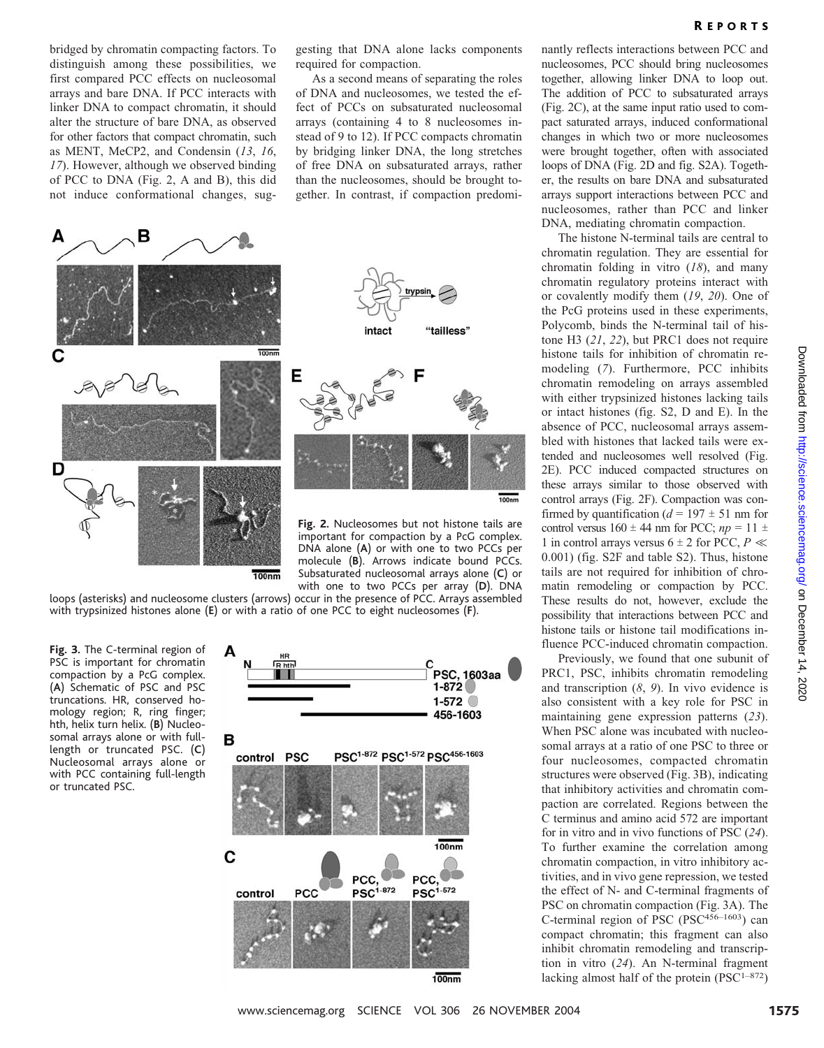bridged by chromatin compacting factors. To distinguish among these possibilities, we first compared PCC effects on nucleosomal arrays and bare DNA. If PCC interacts with linker DNA to compact chromatin, it should alter the structure of bare DNA, as observed for other factors that compact chromatin, such as MENT, MeCP2, and Condensin (*13*, *16*, *17*). However, although we observed binding of PCC to DNA (Fig. 2, A and B), this did not induce conformational changes, suggesting that DNA alone lacks components required for compaction.

As a second means of separating the roles of DNA and nucleosomes, we tested the effect of PCCs on subsaturated nucleosomal arrays (containing 4 to 8 nucleosomes instead of 9 to 12). If PCC compacts chromatin by bridging linker DNA, the long stretches of free DNA on subsaturated arrays, rather than the nucleosomes, should be brought together. In contrast, if compaction predominantly reflects interactions between PCC and nucleosomes, PCC should bring nucleosomes together, allowing linker DNA to loop out. The addition of PCC to subsaturated arrays (Fig. 2C), at the same input ratio used to compact saturated arrays, induced conformational changes in which two or more nucleosomes were brought together, often with associated loops of DNA (Fig. 2D and fig. S2A). Together, the results on bare DNA and subsaturated arrays support interactions between PCC and nucleosomes, rather than PCC and linker DNA, mediating chromatin compaction.

**Fig. 2.** Nucleosomes but not histone tails are important for compaction by a PcG complex. DNA alone (**A**) or with one to two PCCs per molecule (**B**). Arrows indicate bound PCCs. Subsaturated nucleosomal arrays alone (**C**) or with one to two PCCs per array (**D**). DNA loops (asterisks) and nucleosome clusters (arrows) occur in the presence of PCC. Arrays assembled with trypsinized histones alone (**E**) or with a ratio of one PCC to eight nucleosomes (**F**).

The histone N-terminal tails are central to chromatin regulation. They are essential for chromatin folding in vitro (*18*), and many chromatin regulatory proteins interact with or covalently modify them (*19*, *20*). One of the PcG proteins used in these experiments, Polycomb, binds the N-terminal tail of histone H3 (*21*, *22*), but PRC1 does not require histone tails for inhibition of chromatin remodeling (*7*). Furthermore, PCC inhibits chromatin remodeling on arrays assembled with either trypsinized histones lacking tails or intact histones (fig. S2, D and E). In the absence of PCC, nucleosomal arrays assembled with histones that lacked tails were extended and nucleosomes well resolved (Fig. 2E). PCC induced compacted structures on these arrays similar to those observed with control arrays (Fig. 2F). Compaction was confirmed by quantification ($d = 197 \pm 51$ nm for control versus $160 \pm 44$ nm for PCC; $np = 11 \pm 1$ in control arrays versus $6 \pm 2$ for PCC, $P \ll 0.001$) (fig. S2F and table S2). Thus, histone tails are not required for inhibition of chromatin remodeling or compaction by PCC. These results do not, however, exclude the possibility that interactions between PCC and histone tails or histone tail modifications influence PCC-induced chromatin compaction.

Previously, we found that one subunit of PRC1, PSC, inhibits chromatin remodeling and transcription (*8*, *9*). In vivo evidence is also consistent with a key role for PSC in maintaining gene expression patterns (*23*). When PSC alone was incubated with nucleosomal arrays at a ratio of one PSC to three or four nucleosomes, compacted chromatin structures were observed (Fig. 3B), indicating that inhibitory activities and chromatin compaction are correlated. Regions between the C terminus and amino acid 572 are important for in vitro and in vivo functions of PSC (*24*). To further examine the correlation among chromatin compaction, in vitro inhibitory activities, and in vivo gene repression, we tested the effect of N- and C-terminal fragments of PSC on chromatin compaction (Fig. 3A). The C-terminal region of PSC ($PSC^{456-1603}$) can compact chromatin; this fragment can also inhibit chromatin remodeling and transcription in vitro (*24*). An N-terminal fragment lacking almost half of the protein ($PSC^{1-872}$)

**Fig. 3.** The C-terminal region of PSC is important for chromatin compaction by a PcG complex. (**A**) Schematic of PSC and PSC truncations. HR, conserved homology region; R, ring finger; hth, helix turn helix. (**B**) Nucleosomal arrays alone or with full-length or truncated PSC. (**C**) Nucleosomal arrays alone or with PCC containing full-length or truncated PSC.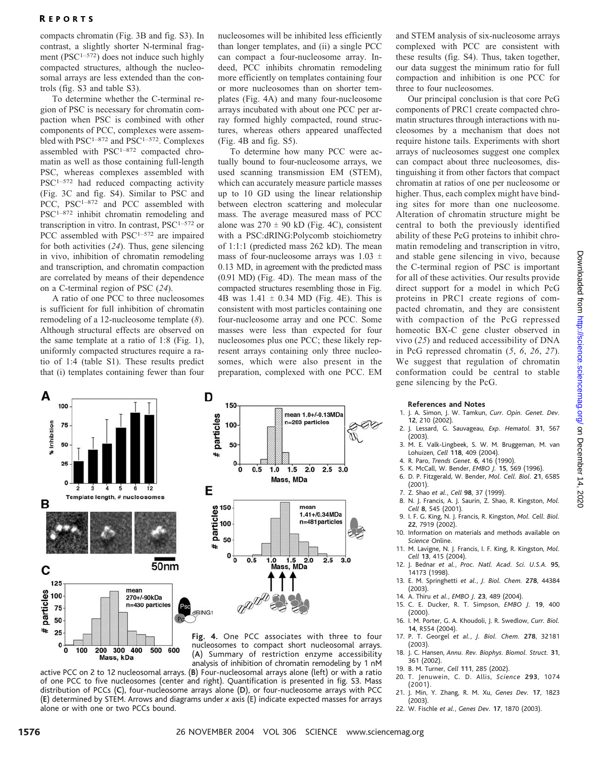compacts chromatin (Fig. 3B and fig. S3). In contrast, a slightly shorter N-terminal fragment ($PSC^{1-572}$) does not induce such highly compacted structures, although the nucleosomal arrays are less extended than the controls (fig. S3 and table S3).

To determine whether the C-terminal region of PSC is necessary for chromatin compaction when PSC is combined with other components of PCC, complexes were assembled with $PSC^{1-872}$ and $PSC^{1-572}$. Complexes assembled with $PSC^{1-872}$ compacted chromatin as well as those containing full-length PSC, whereas complexes assembled with $PSC^{1-572}$ had reduced compacting activity (Fig. 3C and fig. S4). Similar to PSC and PCC, $PSC^{1-872}$ and PCC assembled with $PSC^{1-872}$ inhibit chromatin remodeling and transcription in vitro. In contrast, $PSC^{1-572}$ or PCC assembled with $PSC^{1-572}$ are impaired for both activities (*24*). Thus, gene silencing in vivo, inhibition of chromatin remodeling and transcription, and chromatin compaction are correlated by means of their dependence on a C-terminal region of PSC (*24*).

A ratio of one PCC to three nucleosomes is sufficient for full inhibition of chromatin remodeling of a 12-nucleosome template (*8*). Although structural effects are observed on the same template at a ratio of 1:8 (Fig. 1), uniformly compacted structures require a ratio of 1:4 (table S1). These results predict that (i) templates containing fewer than four nucleosomes will be inhibited less efficiently than longer templates, and (ii) a single PCC can compact a four-nucleosome array. Indeed, PCC inhibits chromatin remodeling more efficiently on templates containing four or more nucleosomes than on shorter templates (Fig. 4A) and many four-nucleosome arrays incubated with about one PCC per array formed highly compacted, round structures, whereas others appeared unaffected (Fig. 4B and fig. S5).

To determine how many PCC were actually bound to four-nucleosome arrays, we used scanning transmission EM (STEM), which can accurately measure particle masses up to 10 GD using the linear relationship between electron scattering and molecular mass. The average measured mass of PCC alone was 270 ± 90 kD (Fig. 4C), consistent with a PSC:dRING:Polycomb stoichiometry of 1:1:1 (predicted mass 262 kD). The mean mass of four-nucleosome arrays was 1.03 ± 0.13 MD, in agreement with the predicted mass (0.91 MD) (Fig. 4D). The mean mass of the compacted structures resembling those in Fig. 4B was 1.41 ± 0.34 MD (Fig. 4E). This is consistent with most particles containing one four-nucleosome array and one PCC. Some masses were less than expected for four nucleosomes plus one PCC; these likely represent arrays containing only three nucleosomes, which were also present in the preparation, complexed with one PCC. EM and STEM analysis of six-nucleosome arrays complexed with PCC are consistent with these results (fig. S4). Thus, taken together, our data suggest the minimum ratio for full compaction and inhibition is one PCC for three to four nucleosomes.

Our principal conclusion is that core PcG components of PRC1 create compacted chromatin structures through interactions with nucleosomes by a mechanism that does not require histone tails. Experiments with short arrays of nucleosomes suggest one complex can compact about three nucleosomes, distinguishing it from other factors that compact chromatin at ratios of one per nucleosome or higher. Thus, each complex might have binding sites for more than one nucleosome. Alteration of chromatin structure might be central to both the previously identified ability of these PcG proteins to inhibit chromatin remodeling and transcription in vitro, and stable gene silencing in vivo, because the C-terminal region of PSC is important for all of these activities. Our results provide direct support for a model in which PcG proteins in PRC1 create regions of compacted chromatin, and they are consistent with compaction of the PcG repressed homeotic BX-C gene cluster observed in vivo (*25*) and reduced accessibility of DNA in PcG repressed chromatin (*5*, *6*, *26*, *27*). We suggest that regulation of chromatin conformation could be central to stable gene silencing by the PcG.

**Fig. 4.** One PCC associates with three to four nucleosomes to compact short nucleosomal arrays. (**A**) Summary of restriction enzyme accessibility analysis of inhibition of chromatin remodeling by 1 nM active PCC on 2 to 12 nucleosomal arrays. (**B**) Four-nucleosomal arrays alone (left) or with a ratio of one PCC to five nucleosomes (center and right). Quantification is presented in fig. S3. Mass distribution of PCCs (**C**), four-nucleosome arrays alone (**D**), or four-nucleosome arrays with PCC (**E**) determined by STEM. Arrows and diagrams under *x* axis (E) indicate expected masses for arrays alone or with one or two PCCs bound.

### References and Notes

1. J. A. Simon, J. W. Tamkun, *Curr. Opin. Genet. Dev.* **12**, 210 (2002).
2. J. Lessard, G. Sauvageau, *Exp. Hematol.* **31**, 567 (2003).
3. M. E. Valk-Lingbeek, S. W. M. Bruggeman, M. van Lohuizen, *Cell* **118**, 409 (2004).
4. R. Paro, *Trends Genet.* **6**, 416 (1990).
5. K. McCall, W. Bender, *EMBO J.* **15**, 569 (1996).
6. D. P. Fitzgerald, W. Bender, *Mol. Cell. Biol.* **21**, 6585 (2001).
7. Z. Shao *et al.*, *Cell* **98**, 37 (1999).
8. N. J. Francis, A. J. Saurin, Z. Shao, R. Kingston, *Mol. Cell* **8**, 545 (2001).
9. I. F. G. King, N. J. Francis, R. Kingston, *Mol. Cell. Biol.* **22**, 7919 (2002).
10. Information on materials and methods available on *Science* Online.
11. M. Lavigne, N. J. Francis, I. F. King, R. Kingston, *Mol. Cell* **13**, 415 (2004).
12. J. Bednar *et al.*, *Proc. Natl. Acad. Sci. U.S.A.* **95**, 14173 (1998).
13. E. M. Springhetti *et al.*, *J. Biol. Chem.* **278**, 44384 (2003).
14. A. Thiru *et al.*, *EMBO J.* **23**, 489 (2004).
15. C. E. Ducker, R. T. Simpson, *EMBO J.* **19**, 400 (2000).
16. I. M. Porter, G. A. Khoudoli, J. R. Swedlow, *Curr. Biol.* **14**, R554 (2004).
17. P. T. Georgel *et al.*, *J. Biol. Chem.* **278**, 32181 (2003).
18. J. C. Hansen, *Annu. Rev. Biophys. Biomol. Struct.* **31**, 361 (2002).
19. B. M. Turner, *Cell* **111**, 285 (2002).
20. T. Jenuwein, C. D. Allis, *Science* **293**, 1074 (2001).
21. J. Min, Y. Zhang, R. M. Xu, *Genes Dev.* **17**, 1823 (2003).
22. W. Fischle *et al.*, *Genes Dev.* **17**, 1870 (2003).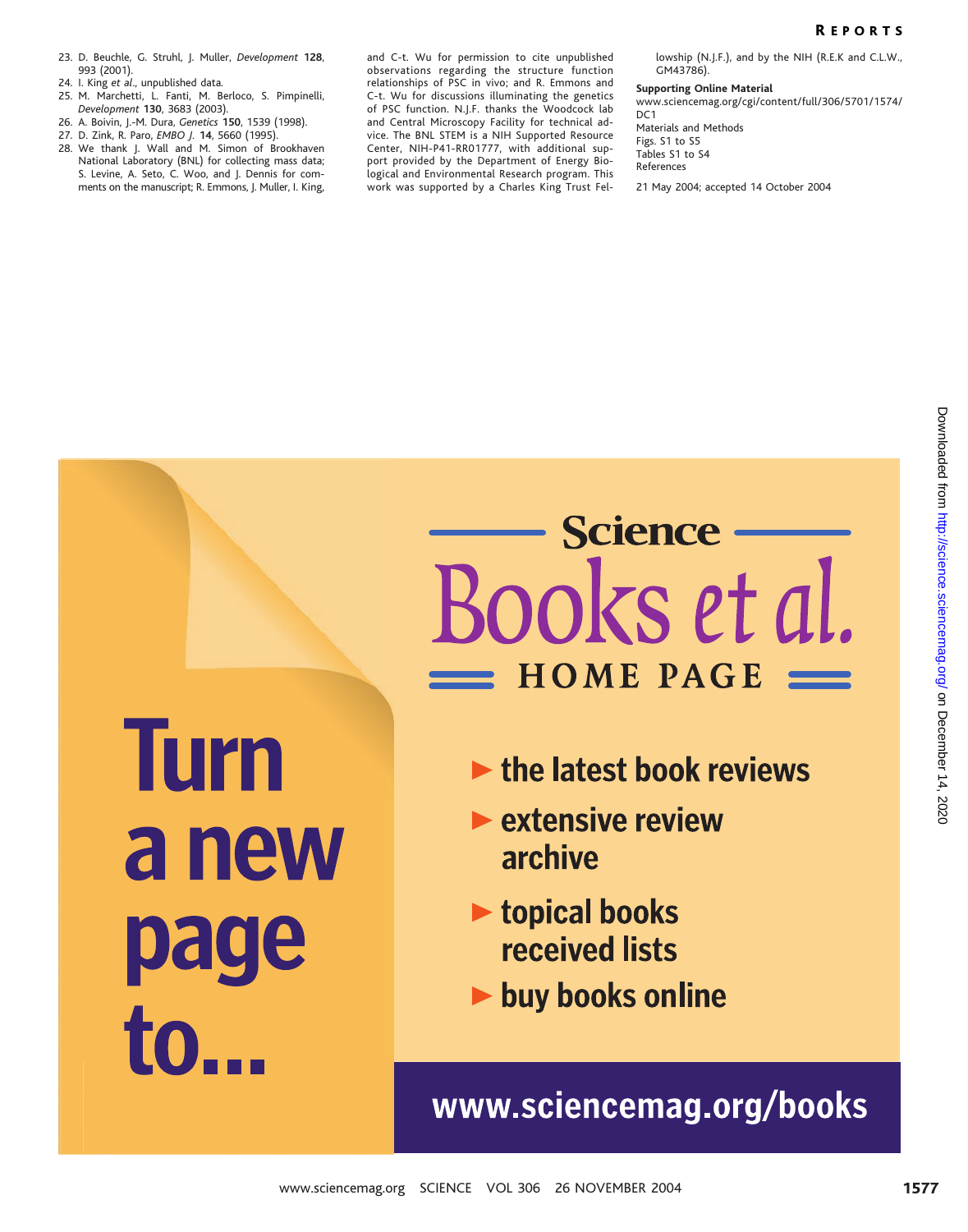23. D. Beuchle, G. Struhl, J. Muller, *Development* **128**, 993 (2001).
24. I. King *et al*., unpublished data.
25. M. Marchetti, L. Fanti, M. Berloco, S. Pimpinelli, *Development* **130**, 3683 (2003).
26. A. Boivin, J.-M. Dura, *Genetics* **150**, 1539 (1998).
27. D. Zink, R. Paro, *EMBO J*. **14**, 5660 (1995).
28. We thank J. Wall and M. Simon of Brookhaven National Laboratory (BNL) for collecting mass data; S. Levine, A. Seto, C. Woo, and J. Dennis for comments on the manuscript; R. Emmons, J. Muller, I. King, and C-t. Wu for permission to cite unpublished observations regarding the structure function relationships of PSC in vivo; and R. Emmons and C-t. Wu for discussions illuminating the genetics of PSC function. N.J.F. thanks the Woodcock lab and Central Microscopy Facility for technical advice. The BNL STEM is a NIH Supported Resource Center, NIH-P41-RR01777, with additional support provided by the Department of Energy Biological and Environmental Research program. This work was supported by a Charles King Trust Fellowship (N.J.F.), and by the NIH (R.E.K and C.L.W., GM43786).

**Supporting Online Material**

www.sciencemag.org/cgi/content/full/306/5701/1574/DC1
Materials and Methods
Figs. S1 to S5
Tables S1 to S4
References

21 May 2004; accepted 14 October 2004

**Turn a new page to...**

**Science Books et al. HOME PAGE**

- the latest book reviews
- extensive review archive
- topical books received lists
- buy books online

**www.sciencemag.org/books**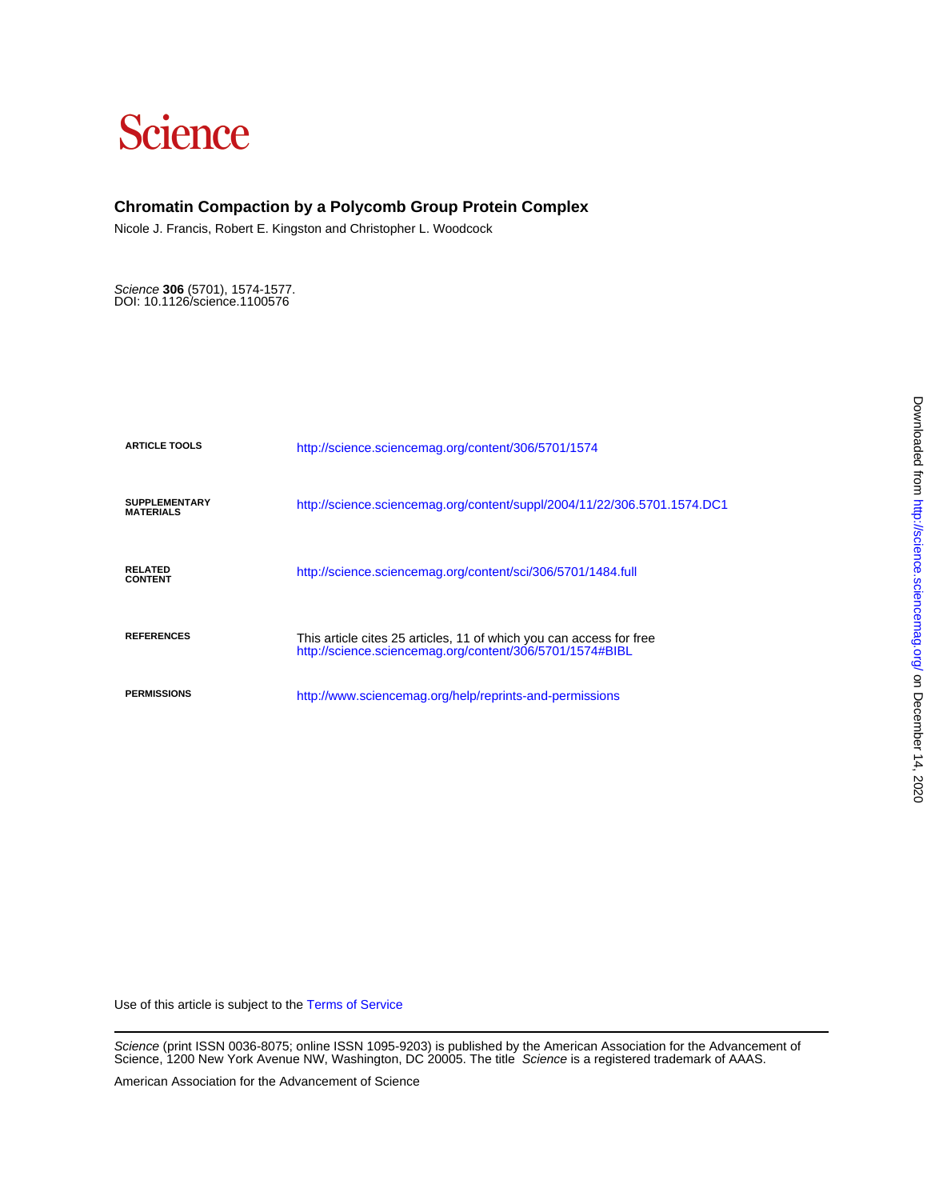# Science

## Chromatin Compaction by a Polycomb Group Protein Complex

Nicole J. Francis, Robert E. Kingston and Christopher L. Woodcock

*Science* **306** (5701), 1574-1577.
DOI: 10.1126/science.1100576

| | |
|---|---|
| **ARTICLE TOOLS** | http://science.sciencemag.org/content/306/5701/1574 |
| **SUPPLEMENTARY MATERIALS** | http://science.sciencemag.org/content/suppl/2004/11/22/306.5701.1574.DC1 |
| **RELATED CONTENT** | http://science.sciencemag.org/content/sci/306/5701/1484.full |
| **REFERENCES** | This article cites 25 articles, 11 of which you can access for free http://science.sciencemag.org/content/306/5701/1574#BIBL |
| **PERMISSIONS** | http://www.sciencemag.org/help/reprints-and-permissions |

Use of this article is subject to the Terms of Service

*Science* (print ISSN 0036-8075; online ISSN 1095-9203) is published by the American Association for the Advancement of Science, 1200 New York Avenue NW, Washington, DC 20005. The title *Science* is a registered trademark of AAAS.

American Association for the Advancement of Science

Downloaded from http://science.sciencemag.org/ on December 14, 2020